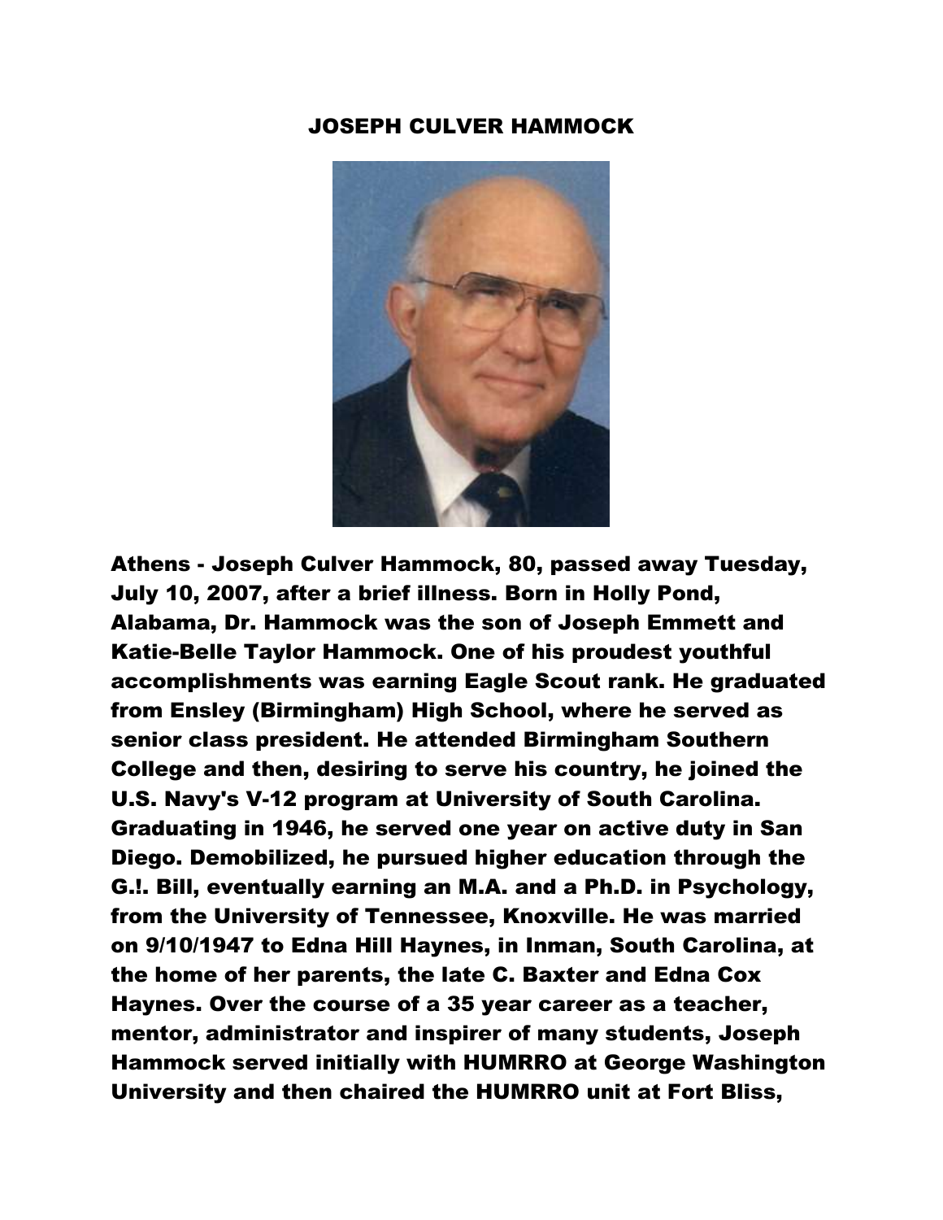# JOSEPH CULVER HAMMOCK

**Athens - Joseph Culver Hammock, 80, passed away Tuesday, July 10, 2007, after a brief illness. Born in Holly Pond, Alabama, Dr. Hammock was the son of Joseph Emmett and Katie-Belle Taylor Hammock. One of his proudest youthful accomplishments was earning Eagle Scout rank. He graduated from Ensley (Birmingham) High School, where he served as senior class president. He attended Birmingham Southern College and then, desiring to serve his country, he joined the U.S. Navy's V-12 program at University of South Carolina. Graduating in 1946, he served one year on active duty in San Diego. Demobilized, he pursued higher education through the G.!. Bill, eventually earning an M.A. and a Ph.D. in Psychology, from the University of Tennessee, Knoxville. He was married on 9/10/1947 to Edna Hill Haynes, in Inman, South Carolina, at the home of her parents, the late C. Baxter and Edna Cox Haynes. Over the course of a 35 year career as a teacher, mentor, administrator and inspirer of many students, Joseph Hammock served initially with HUMRRO at George Washington University and then chaired the HUMRRO unit at Fort Bliss,**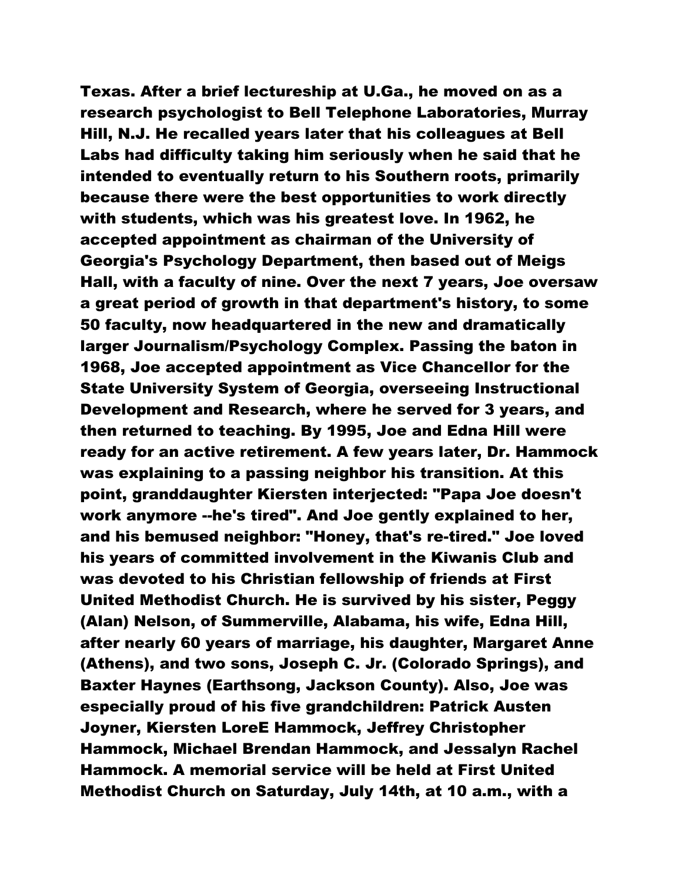Texas. After a brief lectureship at U.Ga., he moved on as a research psychologist to Bell Telephone Laboratories, Murray Hill, N.J. He recalled years later that his colleagues at Bell Labs had difficulty taking him seriously when he said that he intended to eventually return to his Southern roots, primarily because there were the best opportunities to work directly with students, which was his greatest love. In 1962, he accepted appointment as chairman of the University of Georgia's Psychology Department, then based out of Meigs Hall, with a faculty of nine. Over the next 7 years, Joe oversaw a great period of growth in that department's history, to some 50 faculty, now headquartered in the new and dramatically larger Journalism/Psychology Complex. Passing the baton in 1968, Joe accepted appointment as Vice Chancellor for the State University System of Georgia, overseeing Instructional Development and Research, where he served for 3 years, and then returned to teaching. By 1995, Joe and Edna Hill were ready for an active retirement. A few years later, Dr. Hammock was explaining to a passing neighbor his transition. At this point, granddaughter Kiersten interjected: "Papa Joe doesn't work anymore --he's tired". And Joe gently explained to her, and his bemused neighbor: "Honey, that's re-tired." Joe loved his years of committed involvement in the Kiwanis Club and was devoted to his Christian fellowship of friends at First United Methodist Church. He is survived by his sister, Peggy (Alan) Nelson, of Summerville, Alabama, his wife, Edna Hill, after nearly 60 years of marriage, his daughter, Margaret Anne (Athens), and two sons, Joseph C. Jr. (Colorado Springs), and Baxter Haynes (Earthsong, Jackson County). Also, Joe was especially proud of his five grandchildren: Patrick Austen Joyner, Kiersten LoreE Hammock, Jeffrey Christopher Hammock, Michael Brendan Hammock, and Jessalyn Rachel Hammock. A memorial service will be held at First United Methodist Church on Saturday, July 14th, at 10 a.m., with a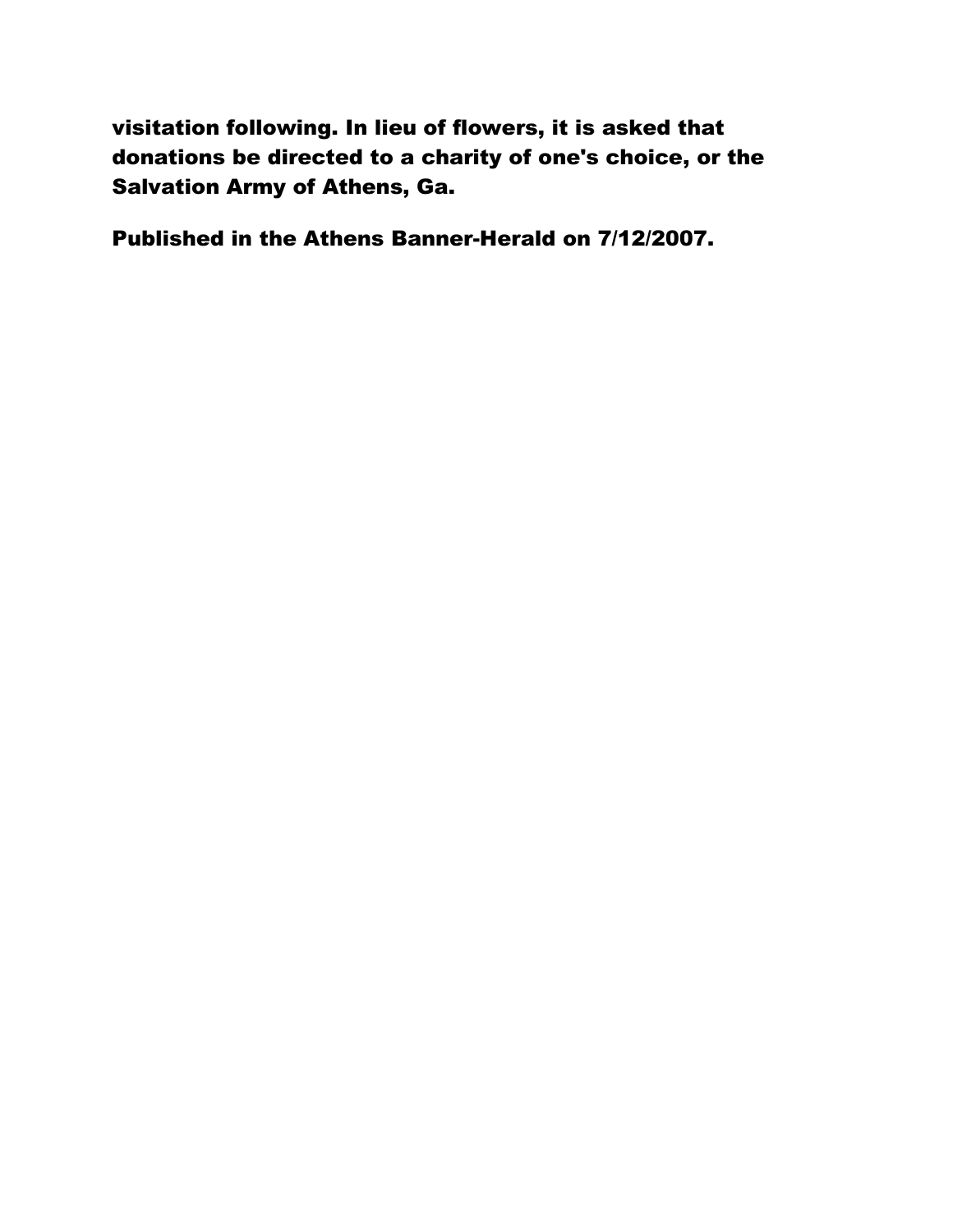visitation following. In lieu of flowers, it is asked that donations be directed to a charity of one's choice, or the Salvation Army of Athens, Ga.

Published in the Athens Banner-Herald on 7/12/2007.